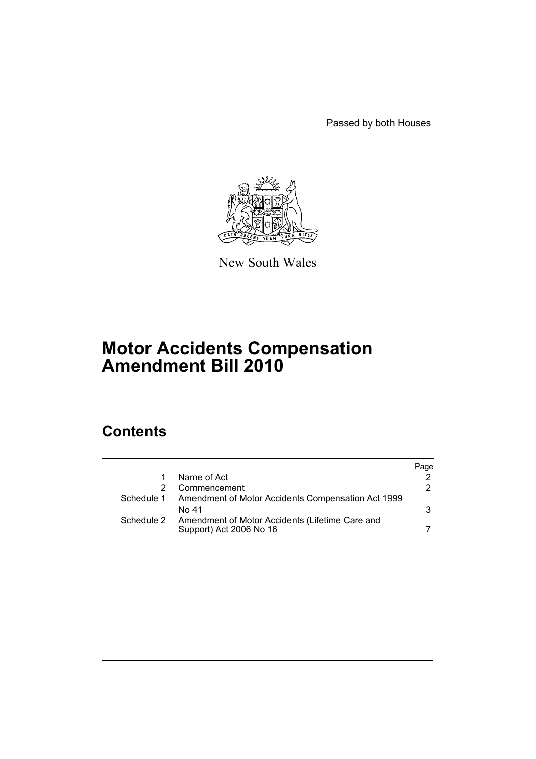Passed by both Houses

New South Wales

# Motor Accidents Compensation Amendment Bill 2010

## Contents

| | | Page |
|---|---|---|
| 1 | Name of Act | 2 |
| 2 | Commencement | 2 |
| Schedule 1 | Amendment of Motor Accidents Compensation Act 1999 No 41 | 3 |
| Schedule 2 | Amendment of Motor Accidents (Lifetime Care and Support) Act 2006 No 16 | 7 |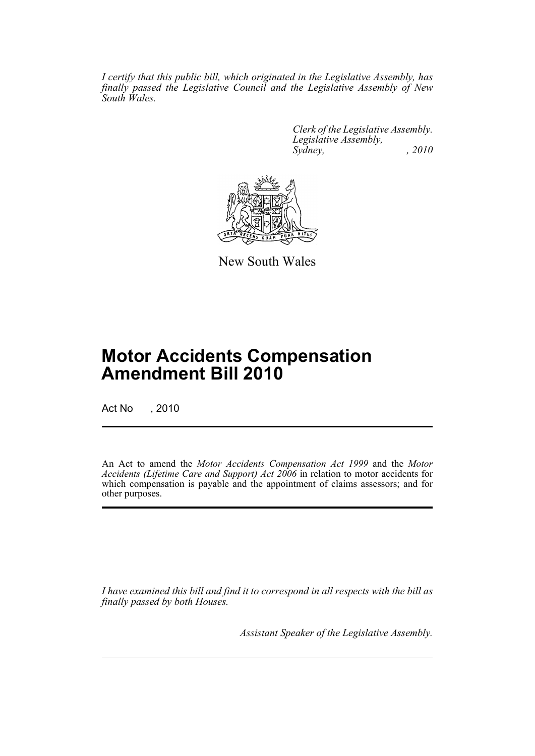*I certify that this public bill, which originated in the Legislative Assembly, has finally passed the Legislative Council and the Legislative Assembly of New South Wales.*

*Clerk of the Legislative Assembly.*
*Legislative Assembly,*
*Sydney, , 2010*

New South Wales

# Motor Accidents Compensation Amendment Bill 2010

Act No , 2010

An Act to amend the *Motor Accidents Compensation Act 1999* and the *Motor Accidents (Lifetime Care and Support) Act 2006* in relation to motor accidents for which compensation is payable and the appointment of claims assessors; and for other purposes.

*I have examined this bill and find it to correspond in all respects with the bill as finally passed by both Houses.*

*Assistant Speaker of the Legislative Assembly.*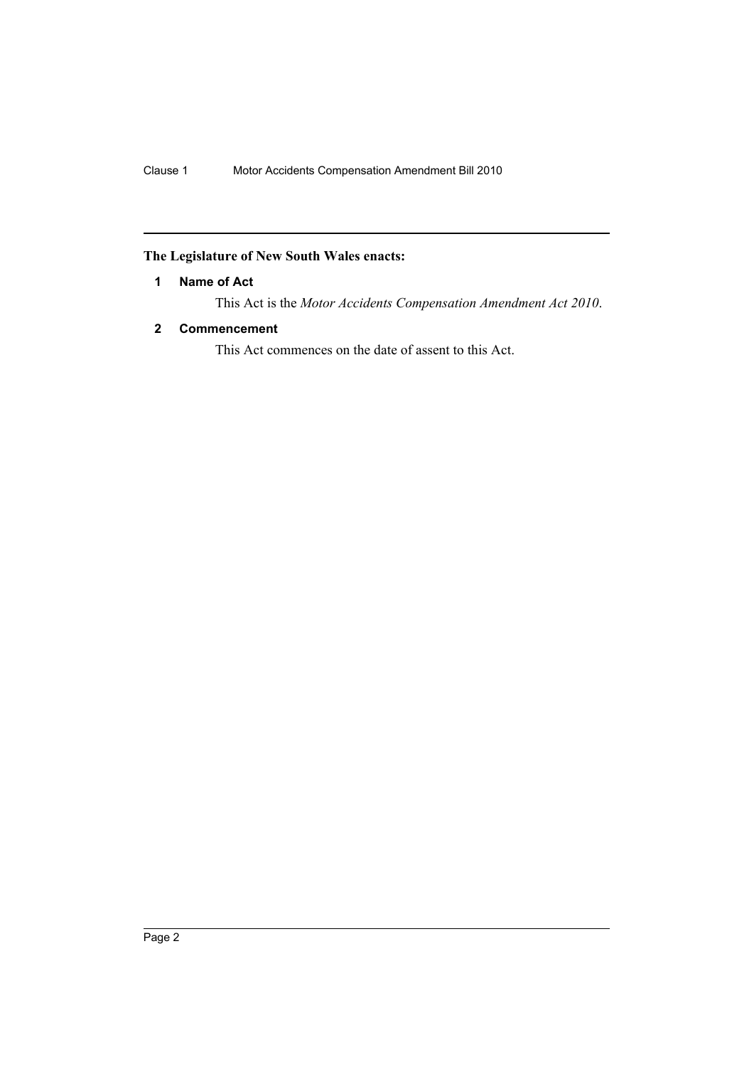**The Legislature of New South Wales enacts:**

**1 Name of Act**

This Act is the *Motor Accidents Compensation Amendment Act 2010*.

**2 Commencement**

This Act commences on the date of assent to this Act.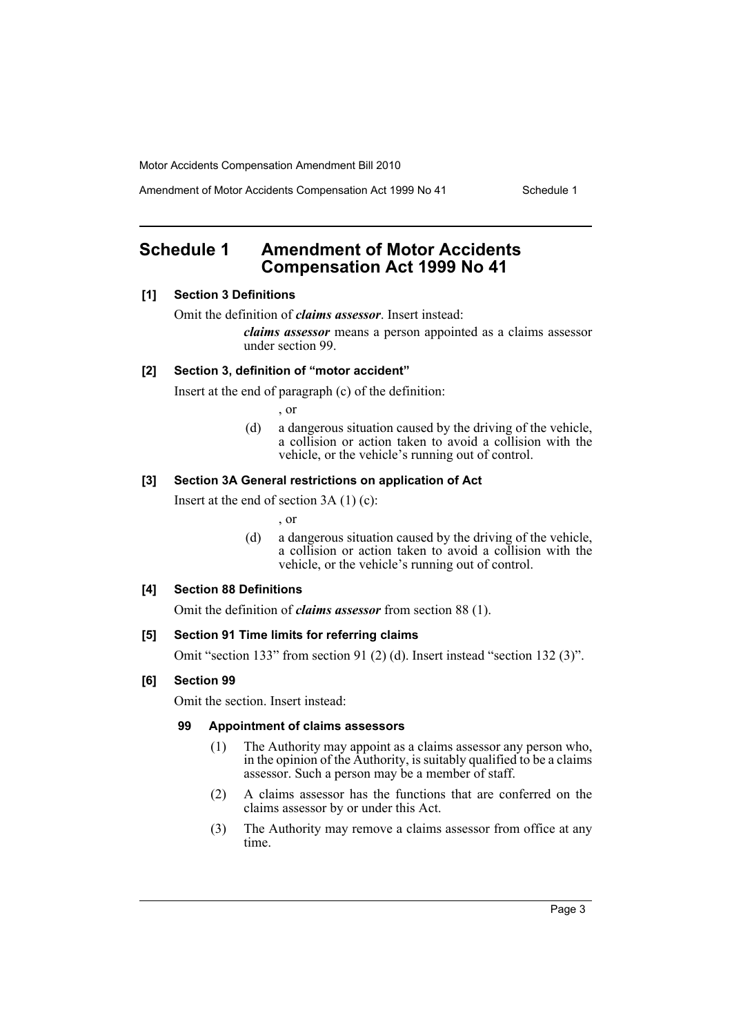## Schedule 1 Amendment of Motor Accidents Compensation Act 1999 No 41

**[1] Section 3 Definitions**

Omit the definition of ***claims assessor***. Insert instead:

> ***claims assessor*** means a person appointed as a claims assessor under section 99.

**[2] Section 3, definition of "motor accident"**

Insert at the end of paragraph (c) of the definition:

> , or
>
> (d) a dangerous situation caused by the driving of the vehicle, a collision or action taken to avoid a collision with the vehicle, or the vehicle's running out of control.

**[3] Section 3A General restrictions on application of Act**

Insert at the end of section 3A (1) (c):

> , or
>
> (d) a dangerous situation caused by the driving of the vehicle, a collision or action taken to avoid a collision with the vehicle, or the vehicle's running out of control.

**[4] Section 88 Definitions**

Omit the definition of ***claims assessor*** from section 88 (1).

**[5] Section 91 Time limits for referring claims**

Omit "section 133" from section 91 (2) (d). Insert instead "section 132 (3)".

**[6] Section 99**

Omit the section. Insert instead:

**99 Appointment of claims assessors**

(1) The Authority may appoint as a claims assessor any person who, in the opinion of the Authority, is suitably qualified to be a claims assessor. Such a person may be a member of staff.

(2) A claims assessor has the functions that are conferred on the claims assessor by or under this Act.

(3) The Authority may remove a claims assessor from office at any time.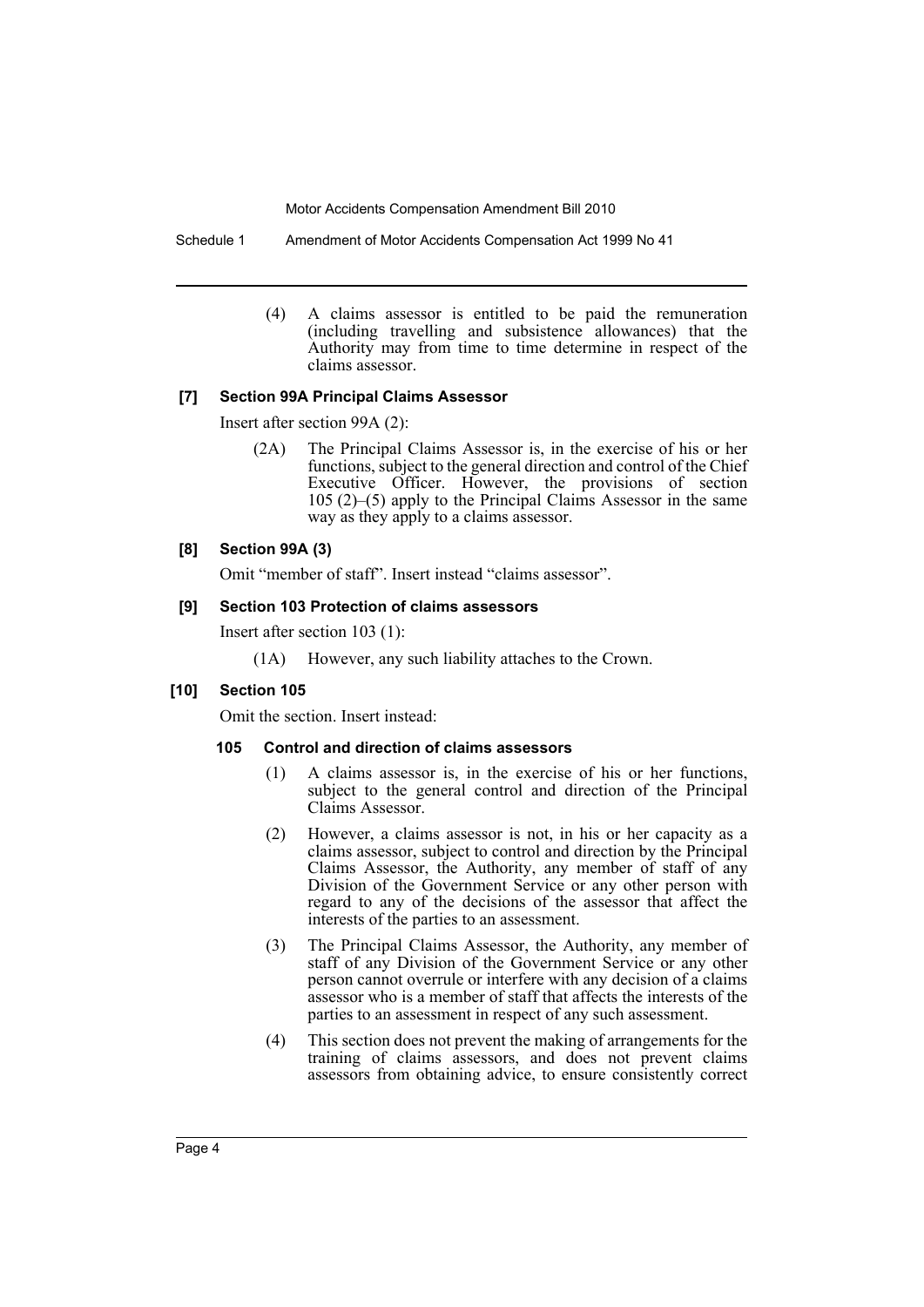(4) A claims assessor is entitled to be paid the remuneration (including travelling and subsistence allowances) that the Authority may from time to time determine in respect of the claims assessor.

**[7] Section 99A Principal Claims Assessor**

Insert after section 99A (2):

(2A) The Principal Claims Assessor is, in the exercise of his or her functions, subject to the general direction and control of the Chief Executive Officer. However, the provisions of section 105 (2)–(5) apply to the Principal Claims Assessor in the same way as they apply to a claims assessor.

**[8] Section 99A (3)**

Omit "member of staff". Insert instead "claims assessor".

**[9] Section 103 Protection of claims assessors**

Insert after section 103 (1):

(1A) However, any such liability attaches to the Crown.

**[10] Section 105**

Omit the section. Insert instead:

**105 Control and direction of claims assessors**

(1) A claims assessor is, in the exercise of his or her functions, subject to the general control and direction of the Principal Claims Assessor.

(2) However, a claims assessor is not, in his or her capacity as a claims assessor, subject to control and direction by the Principal Claims Assessor, the Authority, any member of staff of any Division of the Government Service or any other person with regard to any of the decisions of the assessor that affect the interests of the parties to an assessment.

(3) The Principal Claims Assessor, the Authority, any member of staff of any Division of the Government Service or any other person cannot overrule or interfere with any decision of a claims assessor who is a member of staff that affects the interests of the parties to an assessment in respect of any such assessment.

(4) This section does not prevent the making of arrangements for the training of claims assessors, and does not prevent claims assessors from obtaining advice, to ensure consistently correct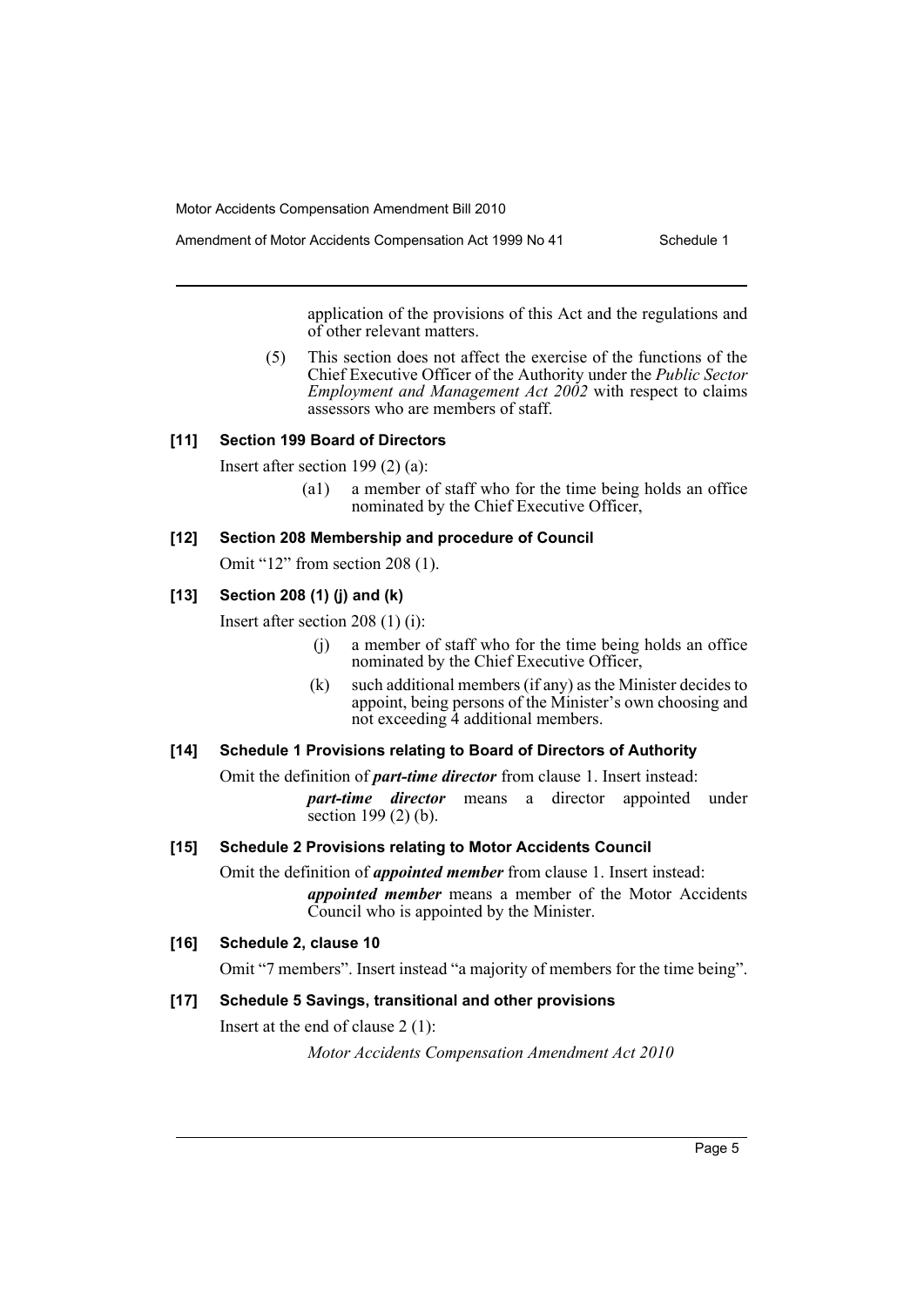application of the provisions of this Act and the regulations and of other relevant matters.

(5) This section does not affect the exercise of the functions of the Chief Executive Officer of the Authority under the *Public Sector Employment and Management Act 2002* with respect to claims assessors who are members of staff.

### [11] Section 199 Board of Directors

Insert after section 199 (2) (a):

> (a1) a member of staff who for the time being holds an office nominated by the Chief Executive Officer,

### [12] Section 208 Membership and procedure of Council

Omit "12" from section 208 (1).

### [13] Section 208 (1) (j) and (k)

Insert after section 208 (1) (i):

> (j) a member of staff who for the time being holds an office nominated by the Chief Executive Officer,
>
> (k) such additional members (if any) as the Minister decides to appoint, being persons of the Minister's own choosing and not exceeding 4 additional members.

### [14] Schedule 1 Provisions relating to Board of Directors of Authority

Omit the definition of ***part-time director*** from clause 1. Insert instead:

> ***part-time director*** means a director appointed under section 199 (2) (b).

### [15] Schedule 2 Provisions relating to Motor Accidents Council

Omit the definition of ***appointed member*** from clause 1. Insert instead:

> ***appointed member*** means a member of the Motor Accidents Council who is appointed by the Minister.

### [16] Schedule 2, clause 10

Omit "7 members". Insert instead "a majority of members for the time being".

### [17] Schedule 5 Savings, transitional and other provisions

Insert at the end of clause 2 (1):

> *Motor Accidents Compensation Amendment Act 2010*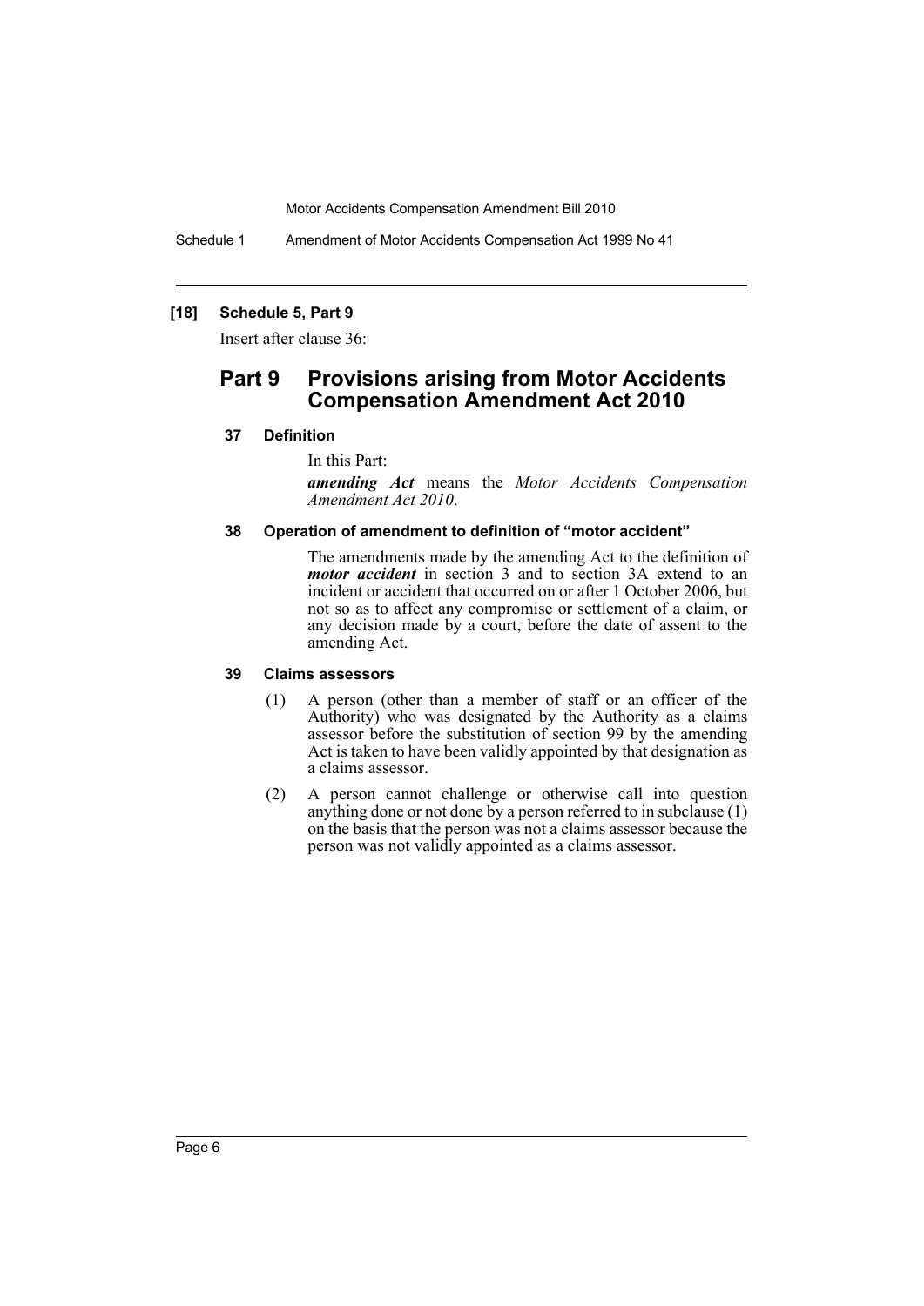### [18] Schedule 5, Part 9

Insert after clause 36:

## Part 9 Provisions arising from Motor Accidents Compensation Amendment Act 2010

### 37 Definition

In this Part:

***amending Act*** means the *Motor Accidents Compensation Amendment Act 2010*.

### 38 Operation of amendment to definition of "motor accident"

The amendments made by the amending Act to the definition of ***motor accident*** in section 3 and to section 3A extend to an incident or accident that occurred on or after 1 October 2006, but not so as to affect any compromise or settlement of a claim, or any decision made by a court, before the date of assent to the amending Act.

### 39 Claims assessors

(1) A person (other than a member of staff or an officer of the Authority) who was designated by the Authority as a claims assessor before the substitution of section 99 by the amending Act is taken to have been validly appointed by that designation as a claims assessor.

(2) A person cannot challenge or otherwise call into question anything done or not done by a person referred to in subclause (1) on the basis that the person was not a claims assessor because the person was not validly appointed as a claims assessor.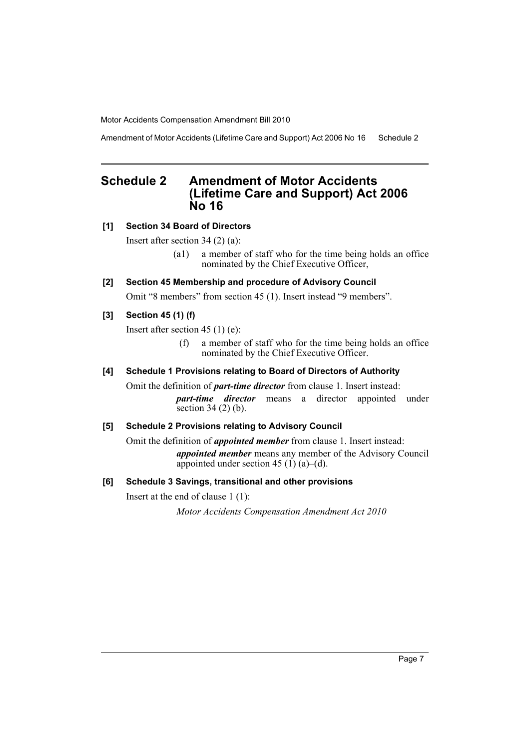## Schedule 2 Amendment of Motor Accidents (Lifetime Care and Support) Act 2006 No 16

### [1] Section 34 Board of Directors

Insert after section 34 (2) (a):

> (a1) a member of staff who for the time being holds an office nominated by the Chief Executive Officer,

### [2] Section 45 Membership and procedure of Advisory Council

Omit "8 members" from section 45 (1). Insert instead "9 members".

### [3] Section 45 (1) (f)

Insert after section 45 (1) (e):

> (f) a member of staff who for the time being holds an office nominated by the Chief Executive Officer.

### [4] Schedule 1 Provisions relating to Board of Directors of Authority

Omit the definition of ***part-time director*** from clause 1. Insert instead:

> ***part-time director*** means a director appointed under section 34 (2) (b).

### [5] Schedule 2 Provisions relating to Advisory Council

Omit the definition of ***appointed member*** from clause 1. Insert instead:

> ***appointed member*** means any member of the Advisory Council appointed under section 45 (1) (a)–(d).

### [6] Schedule 3 Savings, transitional and other provisions

Insert at the end of clause 1 (1):

> *Motor Accidents Compensation Amendment Act 2010*